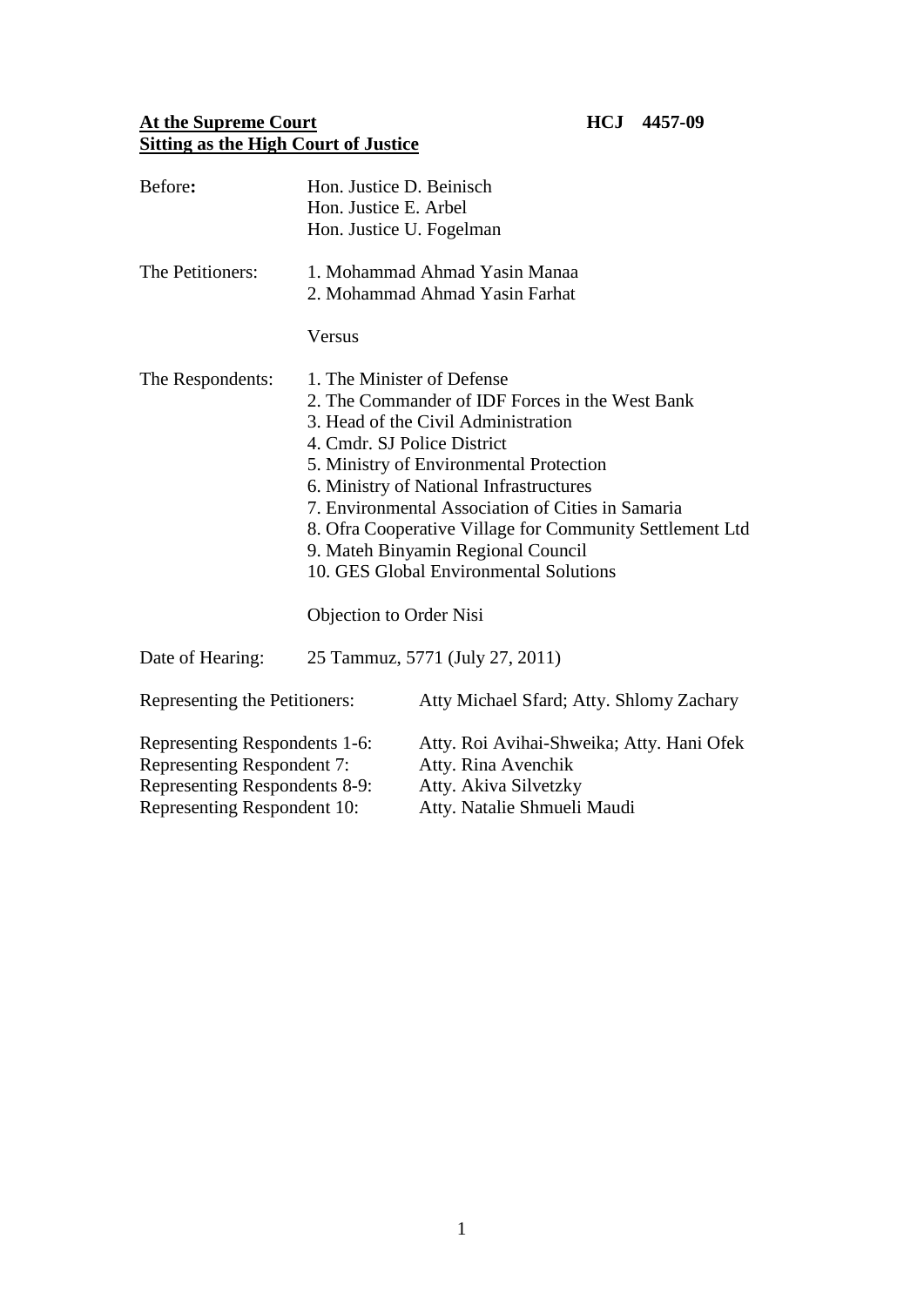**At the Supreme Court** **HCJ 4457-09**
**Sitting as the High Court of Justice**

Before**:** Hon. Justice D. Beinisch
Hon. Justice E. Arbel
Hon. Justice U. Fogelman

The Petitioners: 1. Mohammad Ahmad Yasin Manaa
2. Mohammad Ahmad Yasin Farhat

Versus

The Respondents: 1. The Minister of Defense
2. The Commander of IDF Forces in the West Bank
3. Head of the Civil Administration
4. Cmdr. SJ Police District
5. Ministry of Environmental Protection
6. Ministry of National Infrastructures
7. Environmental Association of Cities in Samaria
8. Ofra Cooperative Village for Community Settlement Ltd
9. Mateh Binyamin Regional Council
10. GES Global Environmental Solutions

Objection to Order Nisi

Date of Hearing: 25 Tammuz, 5771 (July 27, 2011)

Representing the Petitioners: Atty Michael Sfard; Atty. Shlomy Zachary

Representing Respondents 1-6: Atty. Roi Avihai-Shweika; Atty. Hani Ofek
Representing Respondent 7: Atty. Rina Avenchik
Representing Respondents 8-9: Atty. Akiva Silvetzky
Representing Respondent 10: Atty. Natalie Shmueli Maudi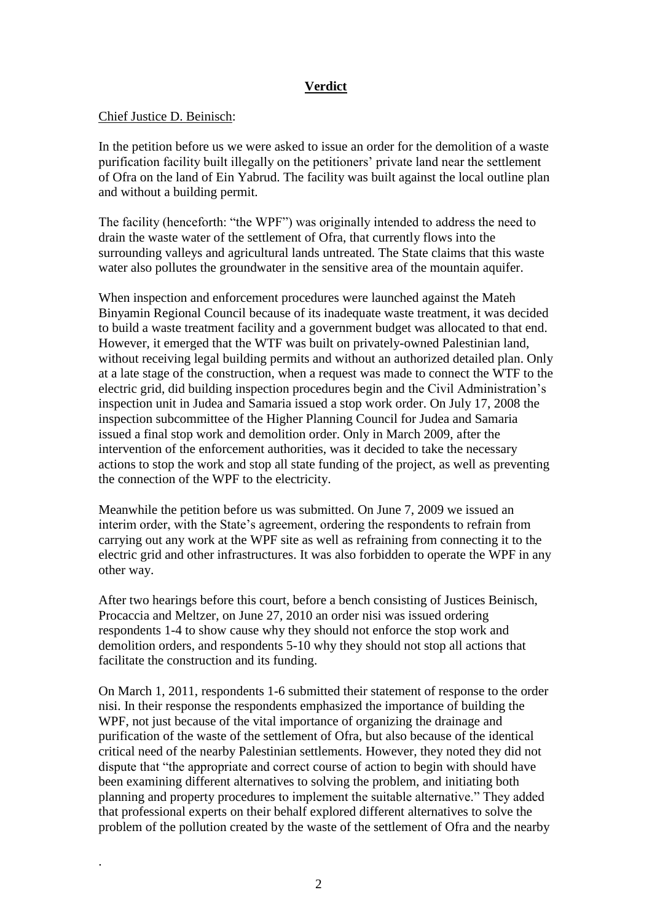## Verdict

Chief Justice D. Beinisch:

In the petition before us we were asked to issue an order for the demolition of a waste purification facility built illegally on the petitioners' private land near the settlement of Ofra on the land of Ein Yabrud. The facility was built against the local outline plan and without a building permit.

The facility (henceforth: "the WPF") was originally intended to address the need to drain the waste water of the settlement of Ofra, that currently flows into the surrounding valleys and agricultural lands untreated. The State claims that this waste water also pollutes the groundwater in the sensitive area of the mountain aquifer.

When inspection and enforcement procedures were launched against the Mateh Binyamin Regional Council because of its inadequate waste treatment, it was decided to build a waste treatment facility and a government budget was allocated to that end. However, it emerged that the WTF was built on privately-owned Palestinian land, without receiving legal building permits and without an authorized detailed plan. Only at a late stage of the construction, when a request was made to connect the WTF to the electric grid, did building inspection procedures begin and the Civil Administration's inspection unit in Judea and Samaria issued a stop work order. On July 17, 2008 the inspection subcommittee of the Higher Planning Council for Judea and Samaria issued a final stop work and demolition order. Only in March 2009, after the intervention of the enforcement authorities, was it decided to take the necessary actions to stop the work and stop all state funding of the project, as well as preventing the connection of the WPF to the electricity.

Meanwhile the petition before us was submitted. On June 7, 2009 we issued an interim order, with the State's agreement, ordering the respondents to refrain from carrying out any work at the WPF site as well as refraining from connecting it to the electric grid and other infrastructures. It was also forbidden to operate the WPF in any other way.

After two hearings before this court, before a bench consisting of Justices Beinisch, Procaccia and Meltzer, on June 27, 2010 an order nisi was issued ordering respondents 1-4 to show cause why they should not enforce the stop work and demolition orders, and respondents 5-10 why they should not stop all actions that facilitate the construction and its funding.

On March 1, 2011, respondents 1-6 submitted their statement of response to the order nisi. In their response the respondents emphasized the importance of building the WPF, not just because of the vital importance of organizing the drainage and purification of the waste of the settlement of Ofra, but also because of the identical critical need of the nearby Palestinian settlements. However, they noted they did not dispute that "the appropriate and correct course of action to begin with should have been examining different alternatives to solving the problem, and initiating both planning and property procedures to implement the suitable alternative." They added that professional experts on their behalf explored different alternatives to solve the problem of the pollution created by the waste of the settlement of Ofra and the nearby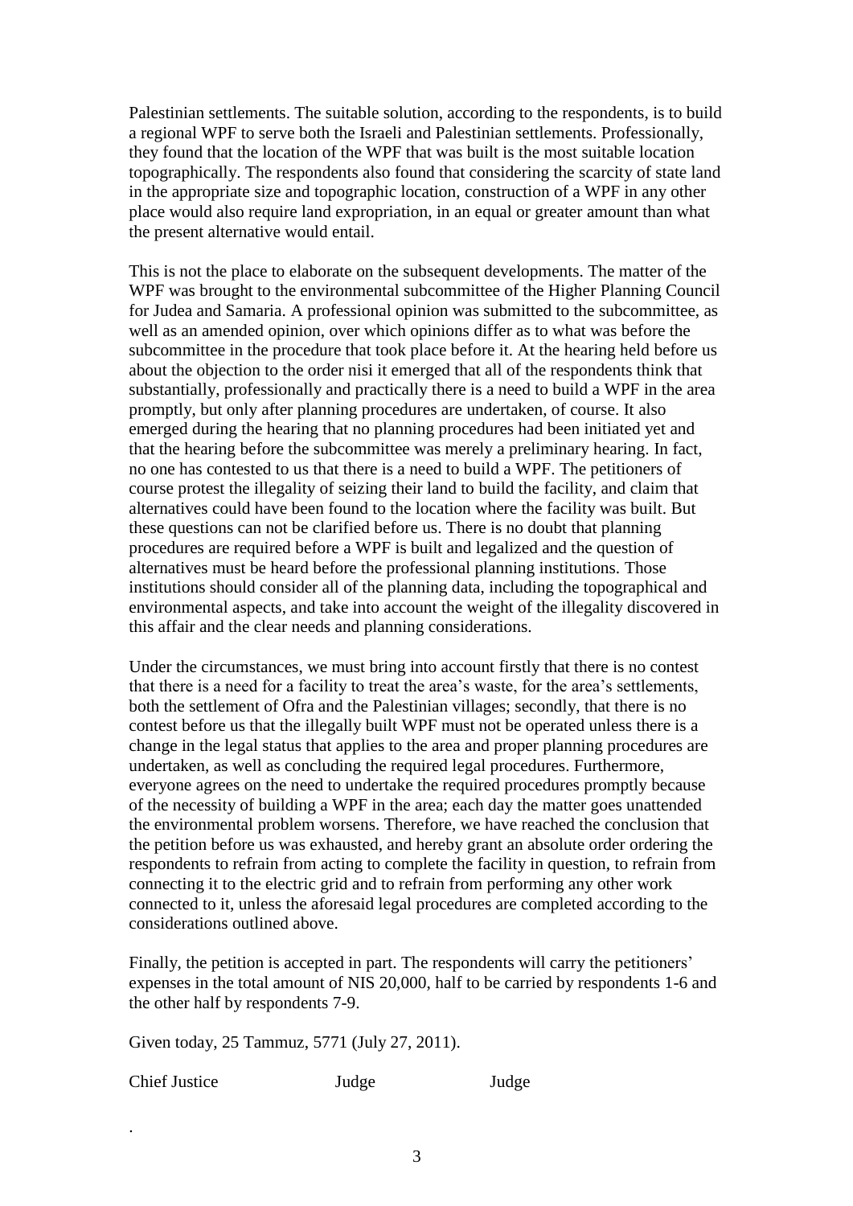Palestinian settlements. The suitable solution, according to the respondents, is to build a regional WPF to serve both the Israeli and Palestinian settlements. Professionally, they found that the location of the WPF that was built is the most suitable location topographically. The respondents also found that considering the scarcity of state land in the appropriate size and topographic location, construction of a WPF in any other place would also require land expropriation, in an equal or greater amount than what the present alternative would entail.

This is not the place to elaborate on the subsequent developments. The matter of the WPF was brought to the environmental subcommittee of the Higher Planning Council for Judea and Samaria. A professional opinion was submitted to the subcommittee, as well as an amended opinion, over which opinions differ as to what was before the subcommittee in the procedure that took place before it. At the hearing held before us about the objection to the order nisi it emerged that all of the respondents think that substantially, professionally and practically there is a need to build a WPF in the area promptly, but only after planning procedures are undertaken, of course. It also emerged during the hearing that no planning procedures had been initiated yet and that the hearing before the subcommittee was merely a preliminary hearing. In fact, no one has contested to us that there is a need to build a WPF. The petitioners of course protest the illegality of seizing their land to build the facility, and claim that alternatives could have been found to the location where the facility was built. But these questions can not be clarified before us. There is no doubt that planning procedures are required before a WPF is built and legalized and the question of alternatives must be heard before the professional planning institutions. Those institutions should consider all of the planning data, including the topographical and environmental aspects, and take into account the weight of the illegality discovered in this affair and the clear needs and planning considerations.

Under the circumstances, we must bring into account firstly that there is no contest that there is a need for a facility to treat the area's waste, for the area's settlements, both the settlement of Ofra and the Palestinian villages; secondly, that there is no contest before us that the illegally built WPF must not be operated unless there is a change in the legal status that applies to the area and proper planning procedures are undertaken, as well as concluding the required legal procedures. Furthermore, everyone agrees on the need to undertake the required procedures promptly because of the necessity of building a WPF in the area; each day the matter goes unattended the environmental problem worsens. Therefore, we have reached the conclusion that the petition before us was exhausted, and hereby grant an absolute order ordering the respondents to refrain from acting to complete the facility in question, to refrain from connecting it to the electric grid and to refrain from performing any other work connected to it, unless the aforesaid legal procedures are completed according to the considerations outlined above.

Finally, the petition is accepted in part. The respondents will carry the petitioners' expenses in the total amount of NIS 20,000, half to be carried by respondents 1-6 and the other half by respondents 7-9.

Given today, 25 Tammuz, 5771 (July 27, 2011).

Chief Justice Judge Judge